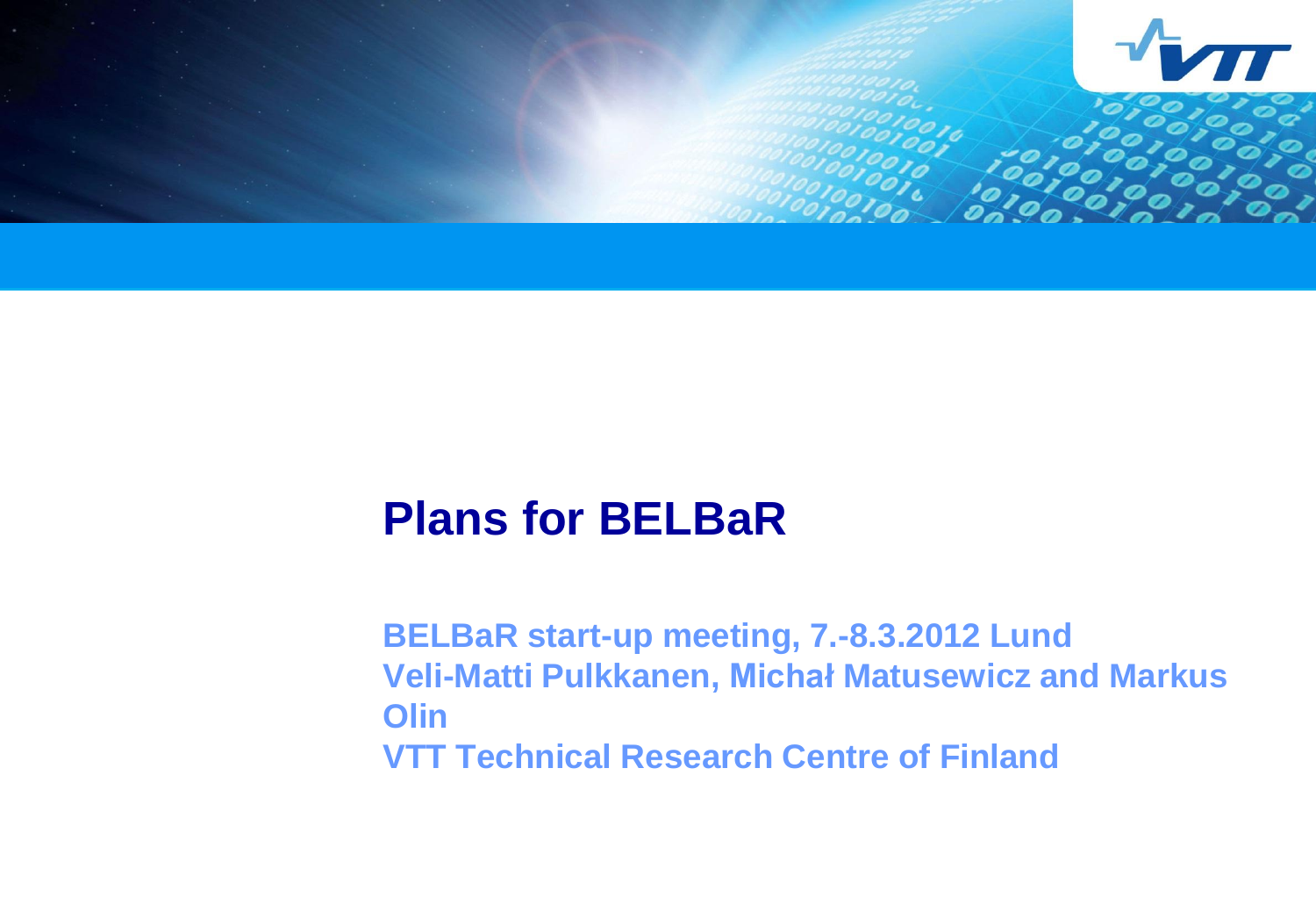# Plans for BELBaR

**BELBaR start-up meeting, 7.-8.3.2012 Lund**
**Veli-Matti Pulkkanen, Michał Matusewicz and Markus Olin**
**VTT Technical Research Centre of Finland**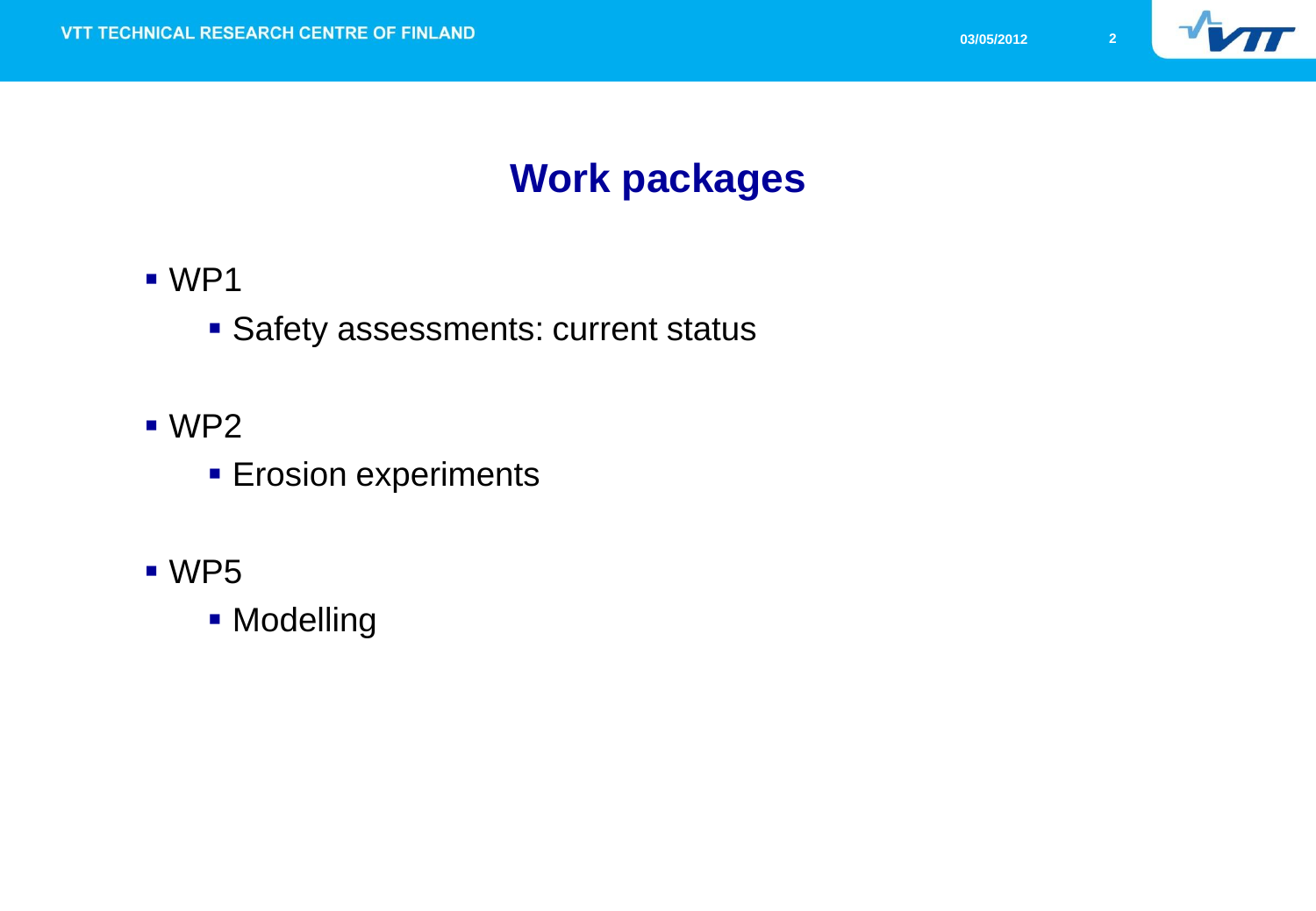# Work packages

- WP1
  - Safety assessments: current status
- WP2
  - Erosion experiments
- WP5
  - Modelling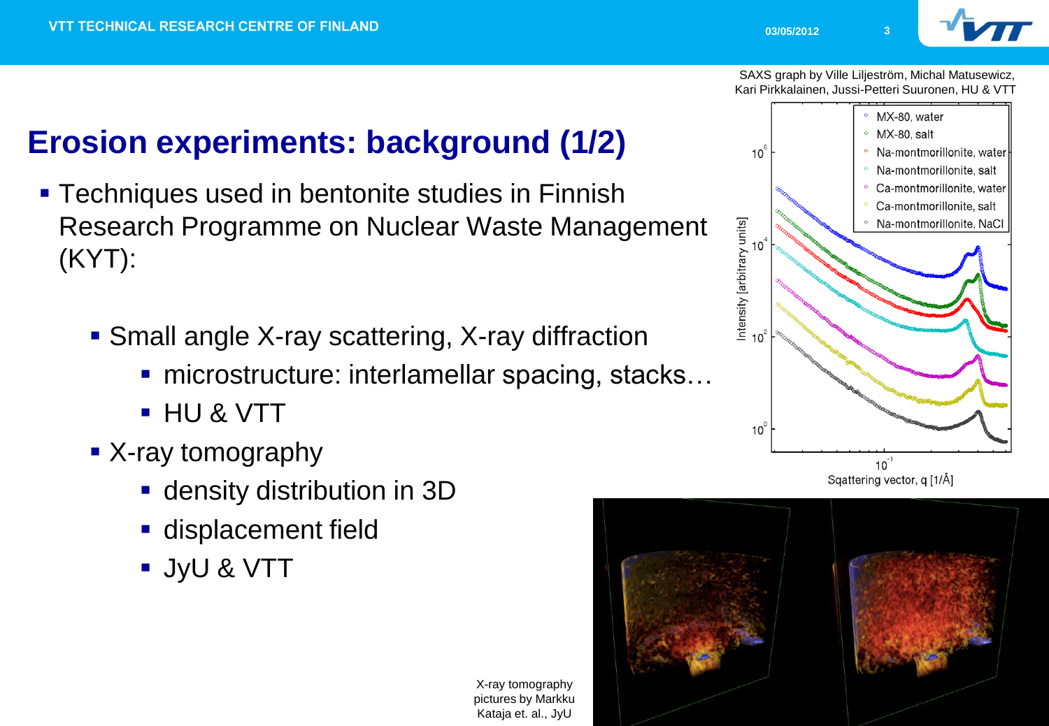# Erosion experiments: background (1/2)

- Techniques used in bentonite studies in Finnish Research Programme on Nuclear Waste Management (KYT):
  - Small angle X-ray scattering, X-ray diffraction
    - microstructure: interlamellar spacing, stacks…
    - HU & VTT
  - X-ray tomography
    - density distribution in 3D
    - displacement field
    - JyU & VTT

SAXS graph by Ville Liljeström, Michal Matusewicz, Kari Pirkkalainen, Jussi-Petteri Suuronen, HU & VTT

X-ray tomography pictures by Markku Kataja et. al., JyU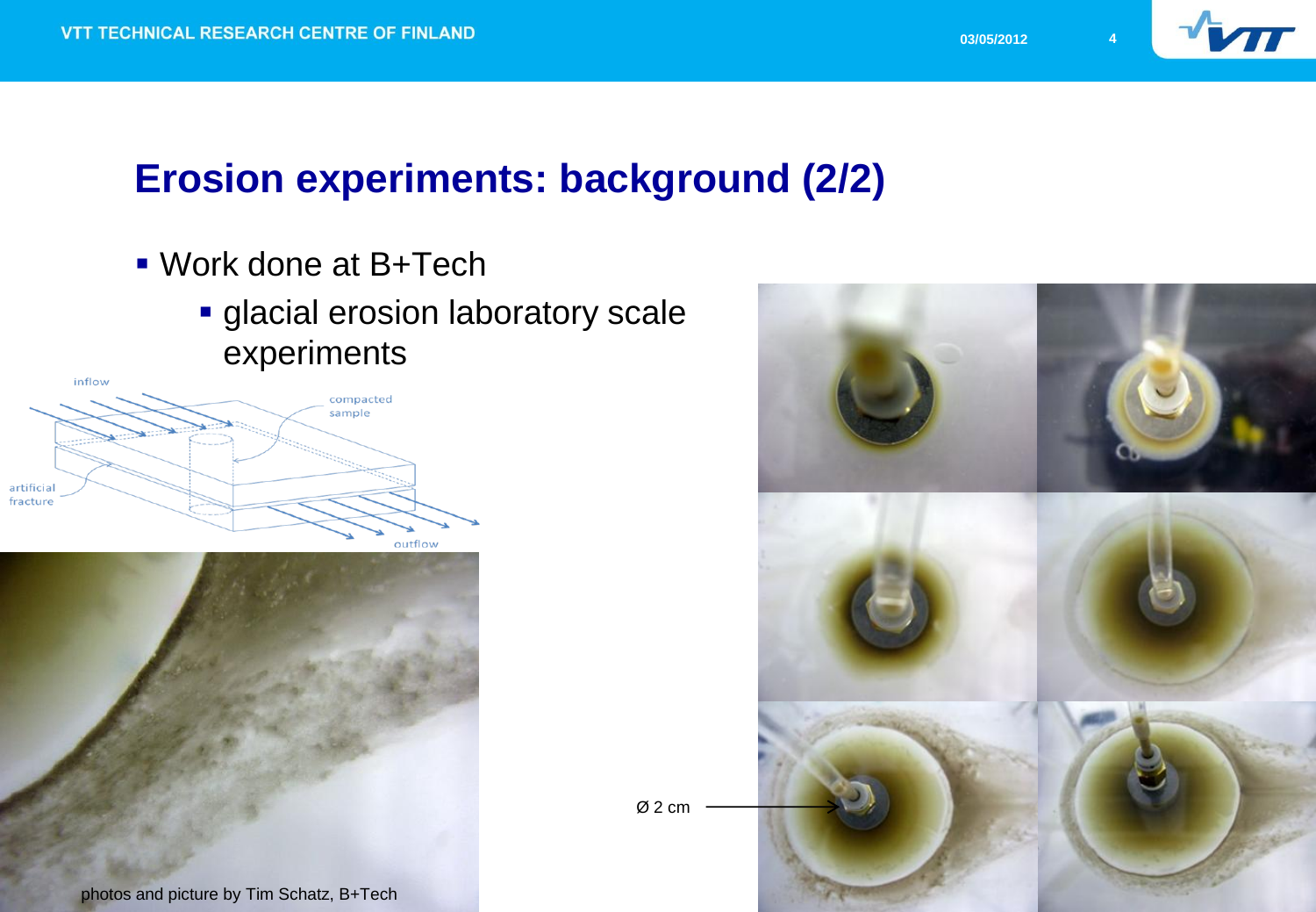# Erosion experiments: background (2/2)

- Work done at B+Tech
  - glacial erosion laboratory scale experiments

inflow

compacted sample

artificial fracture

outflow

Ø 2 cm

photos and picture by Tim Schatz, B+Tech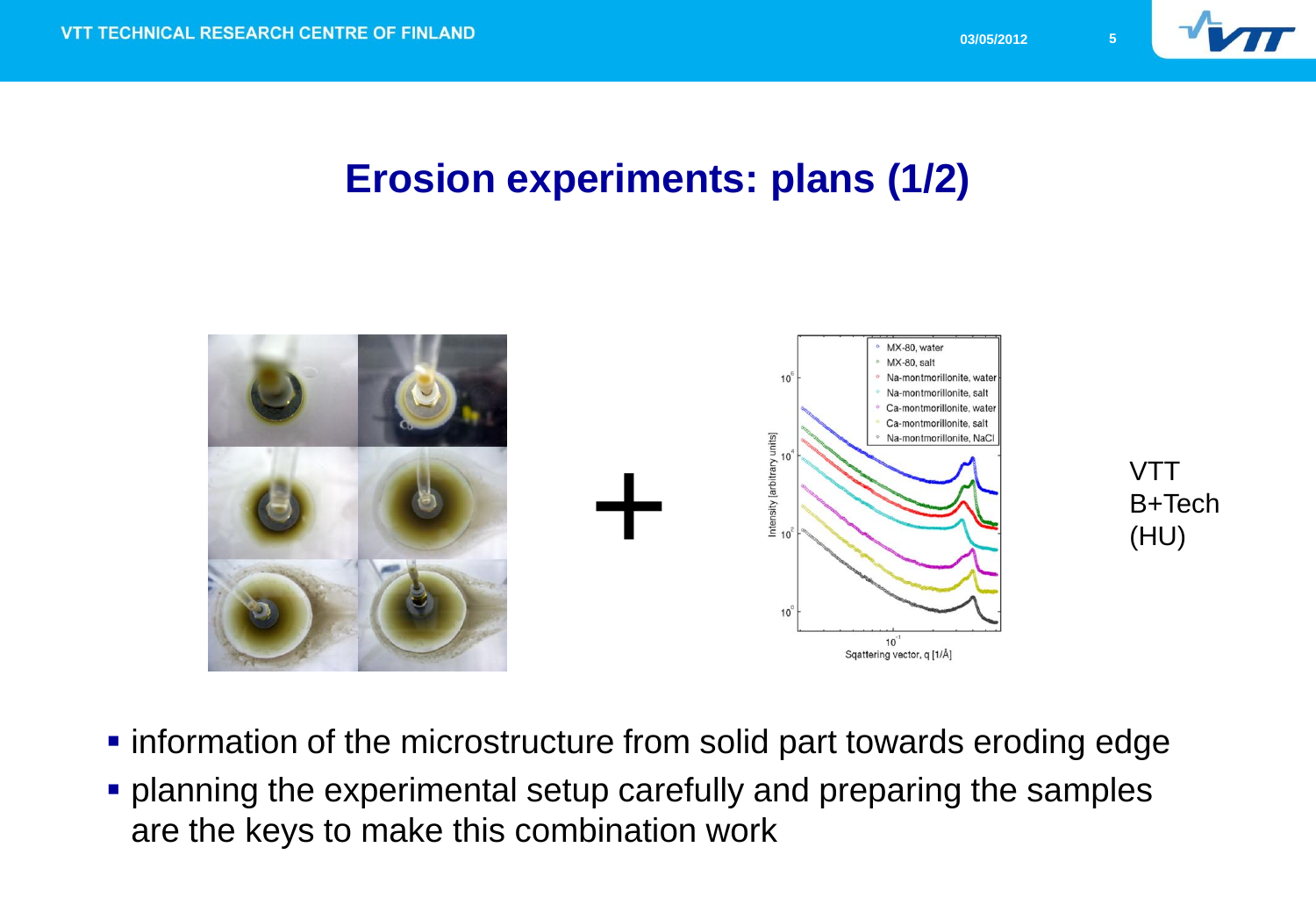# Erosion experiments: plans (1/2)

VTT
B+Tech
(HU)

- information of the microstructure from solid part towards eroding edge
- planning the experimental setup carefully and preparing the samples are the keys to make this combination work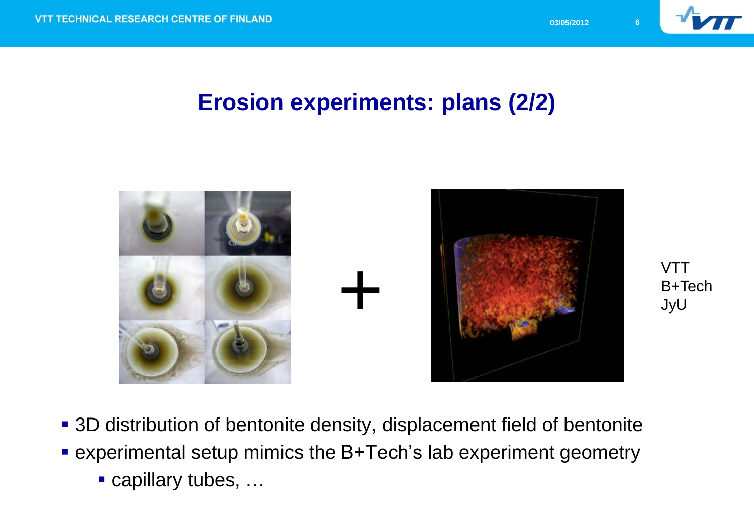# Erosion experiments: plans (2/2)

VTT
B+Tech
JyU

- 3D distribution of bentonite density, displacement field of bentonite
- experimental setup mimics the B+Tech's lab experiment geometry
  - capillary tubes, …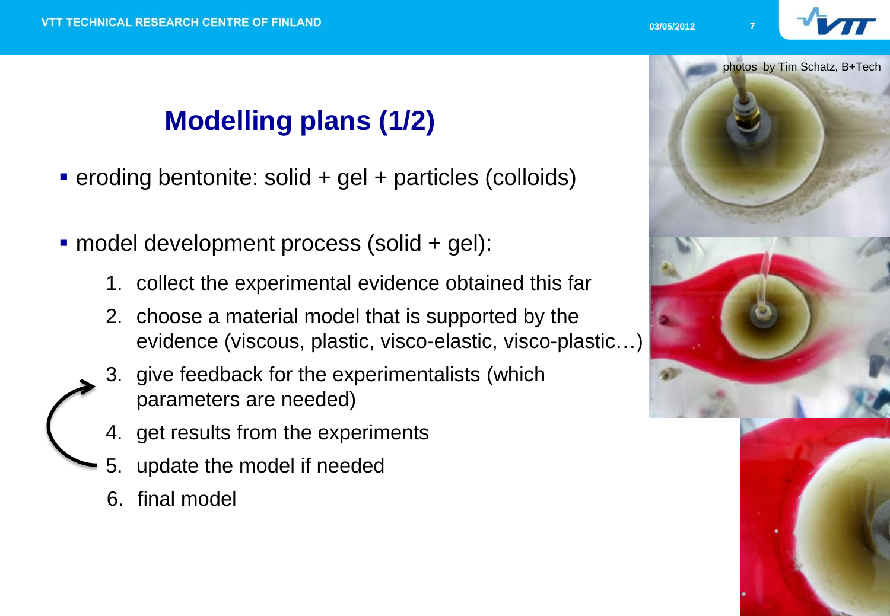# Modelling plans (1/2)

- eroding bentonite: solid + gel + particles (colloids)
- model development process (solid + gel):
  1. collect the experimental evidence obtained this far
  2. choose a material model that is supported by the evidence (viscous, plastic, visco-elastic, visco-plastic…)
  3. give feedback for the experimentalists (which parameters are needed)
  4. get results from the experiments
  5. update the model if needed
  6. final model

photos by Tim Schatz, B+Tech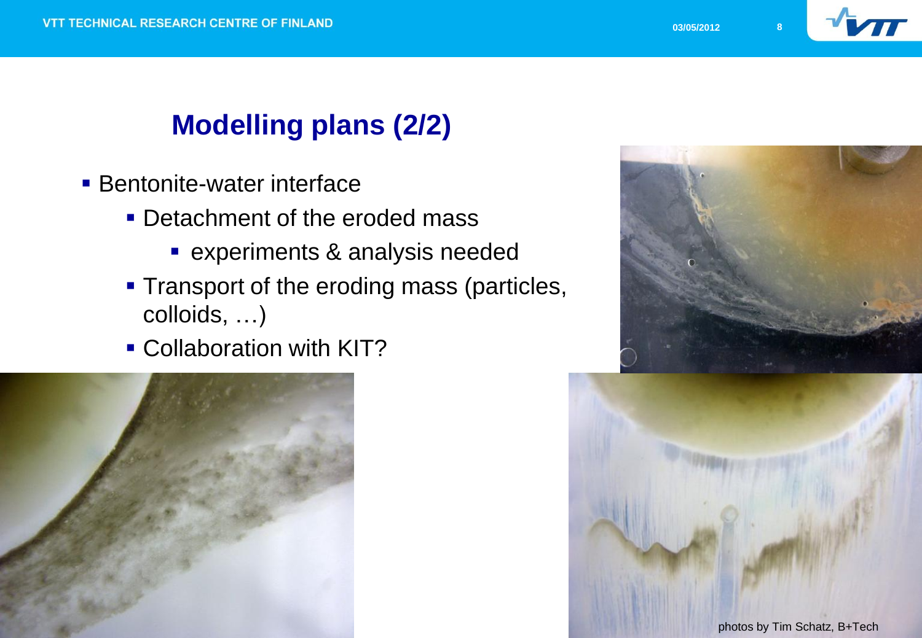# Modelling plans (2/2)

- Bentonite-water interface
  - Detachment of the eroded mass
    - experiments & analysis needed
  - Transport of the eroding mass (particles, colloids, …)
  - Collaboration with KIT?

photos by Tim Schatz, B+Tech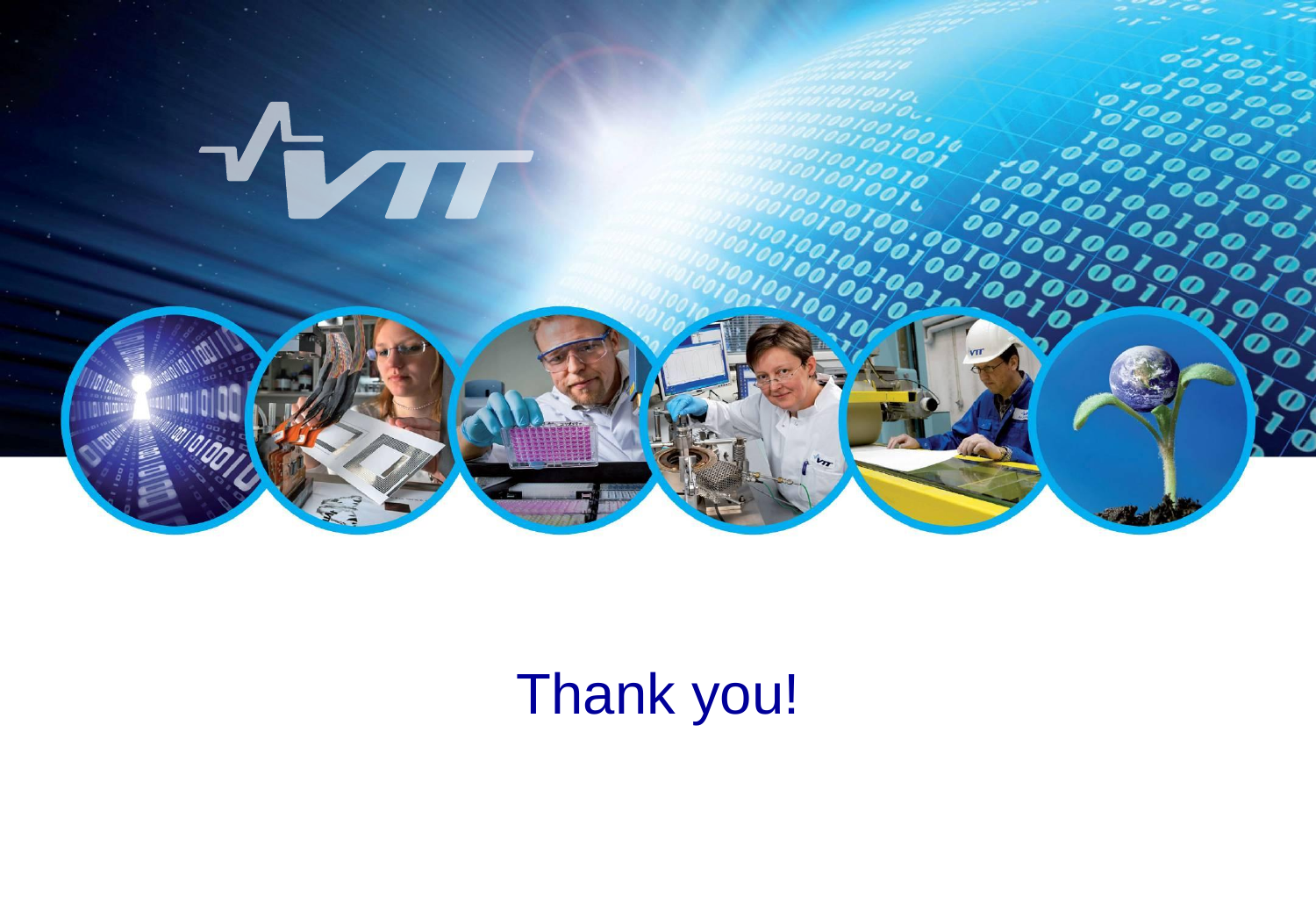Thank you!